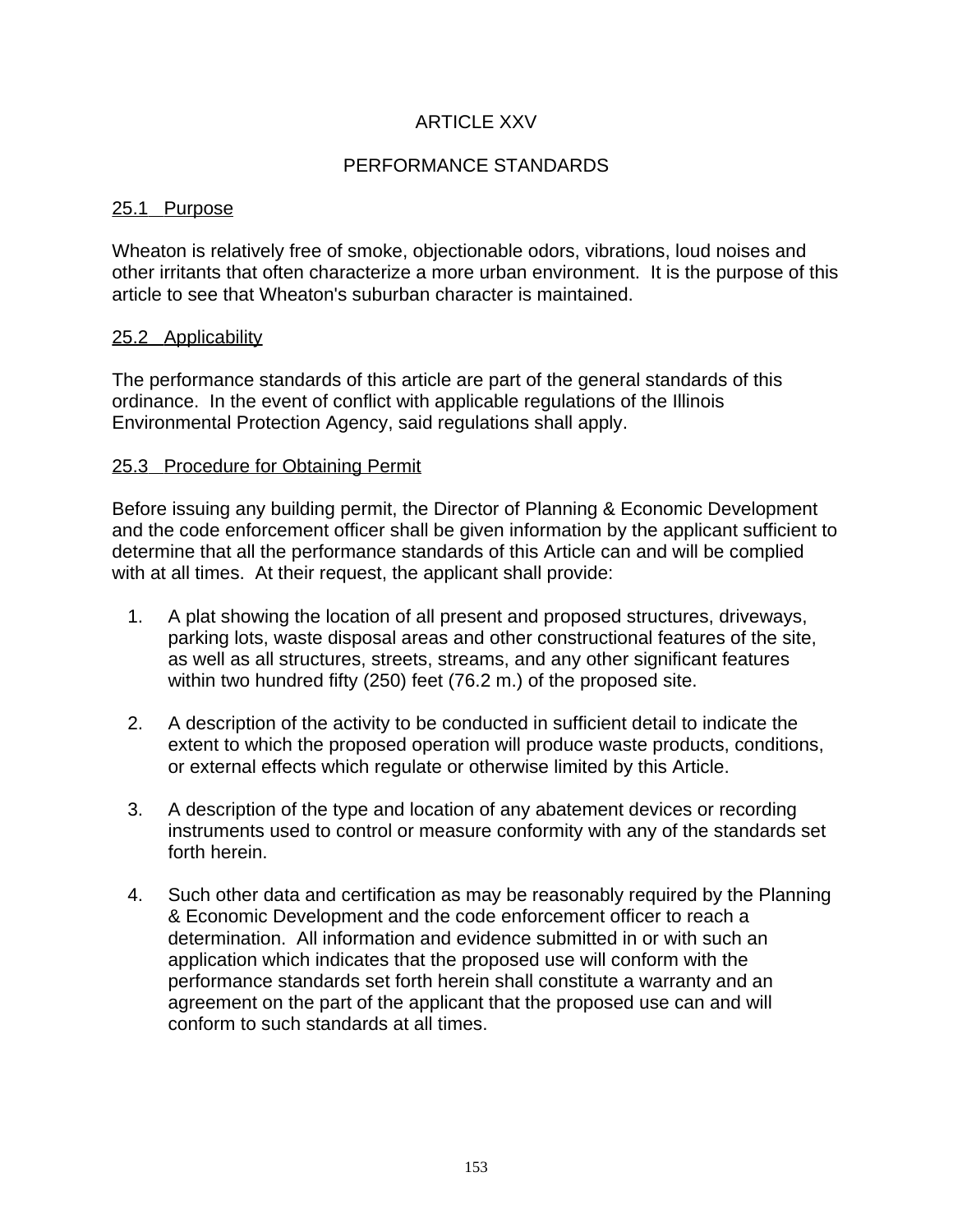# ARTICLE XXV

# PERFORMANCE STANDARDS

## 25.1 Purpose

Wheaton is relatively free of smoke, objectionable odors, vibrations, loud noises and other irritants that often characterize a more urban environment. It is the purpose of this article to see that Wheaton's suburban character is maintained.

## 25.2 Applicability

The performance standards of this article are part of the general standards of this ordinance. In the event of conflict with applicable regulations of the Illinois Environmental Protection Agency, said regulations shall apply.

## 25.3 Procedure for Obtaining Permit

Before issuing any building permit, the Director of Planning & Economic Development and the code enforcement officer shall be given information by the applicant sufficient to determine that all the performance standards of this Article can and will be complied with at all times. At their request, the applicant shall provide:

1. A plat showing the location of all present and proposed structures, driveways, parking lots, waste disposal areas and other constructional features of the site, as well as all structures, streets, streams, and any other significant features within two hundred fifty (250) feet (76.2 m.) of the proposed site.

2. A description of the activity to be conducted in sufficient detail to indicate the extent to which the proposed operation will produce waste products, conditions, or external effects which regulate or otherwise limited by this Article.

3. A description of the type and location of any abatement devices or recording instruments used to control or measure conformity with any of the standards set forth herein.

4. Such other data and certification as may be reasonably required by the Planning & Economic Development and the code enforcement officer to reach a determination. All information and evidence submitted in or with such an application which indicates that the proposed use will conform with the performance standards set forth herein shall constitute a warranty and an agreement on the part of the applicant that the proposed use can and will conform to such standards at all times.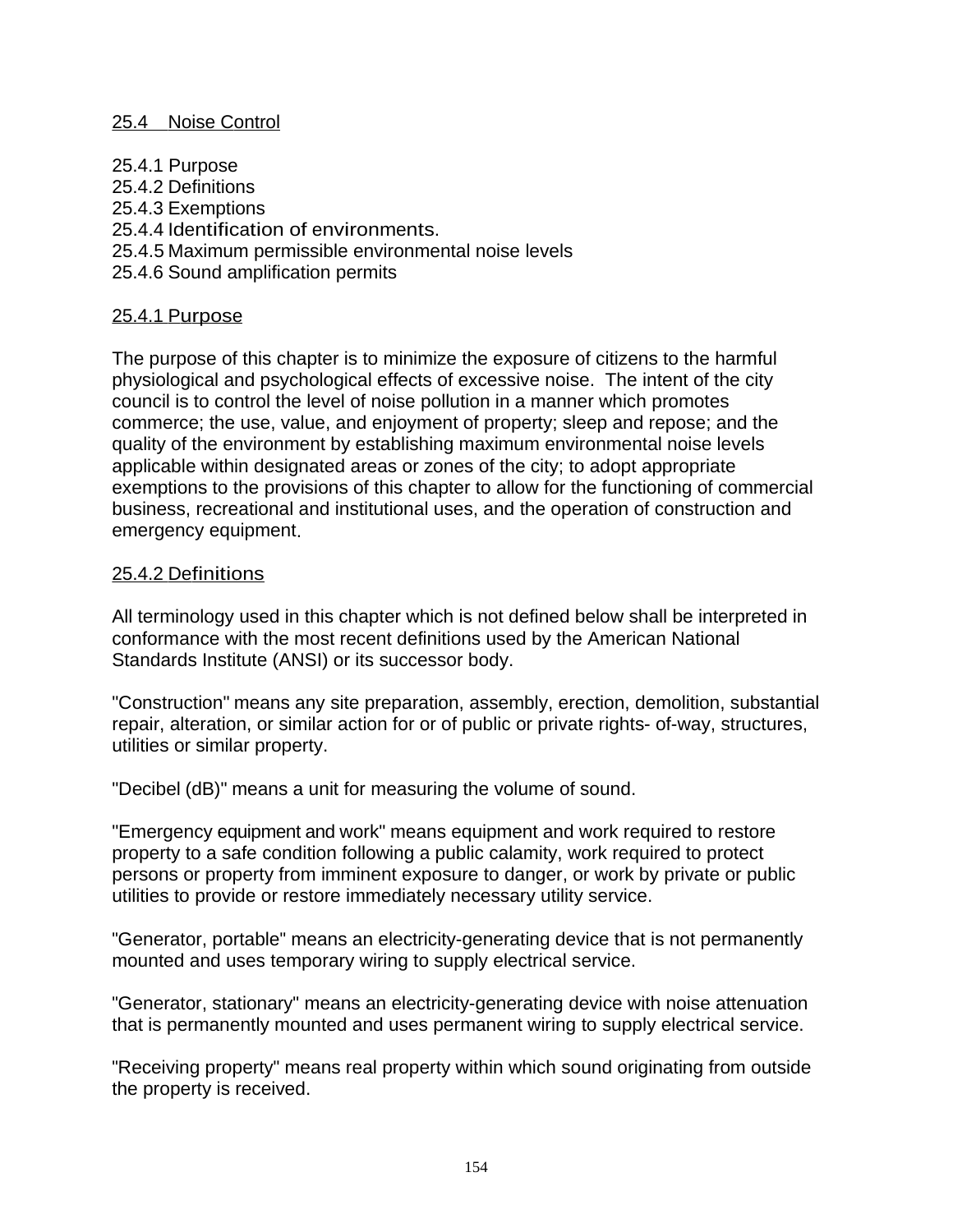## 25.4 Noise Control

25.4.1 Purpose
25.4.2 Definitions
25.4.3 Exemptions
25.4.4 Identification of environments.
25.4.5 Maximum permissible environmental noise levels
25.4.6 Sound amplification permits

### 25.4.1 Purpose

The purpose of this chapter is to minimize the exposure of citizens to the harmful physiological and psychological effects of excessive noise. The intent of the city council is to control the level of noise pollution in a manner which promotes commerce; the use, value, and enjoyment of property; sleep and repose; and the quality of the environment by establishing maximum environmental noise levels applicable within designated areas or zones of the city; to adopt appropriate exemptions to the provisions of this chapter to allow for the functioning of commercial business, recreational and institutional uses, and the operation of construction and emergency equipment.

### 25.4.2 Definitions

All terminology used in this chapter which is not defined below shall be interpreted in conformance with the most recent definitions used by the American National Standards Institute (ANSI) or its successor body.

"Construction" means any site preparation, assembly, erection, demolition, substantial repair, alteration, or similar action for or of public or private rights- of-way, structures, utilities or similar property.

"Decibel (dB)" means a unit for measuring the volume of sound.

"Emergency equipment and work" means equipment and work required to restore property to a safe condition following a public calamity, work required to protect persons or property from imminent exposure to danger, or work by private or public utilities to provide or restore immediately necessary utility service.

"Generator, portable" means an electricity-generating device that is not permanently mounted and uses temporary wiring to supply electrical service.

"Generator, stationary" means an electricity-generating device with noise attenuation that is permanently mounted and uses permanent wiring to supply electrical service.

"Receiving property" means real property within which sound originating from outside the property is received.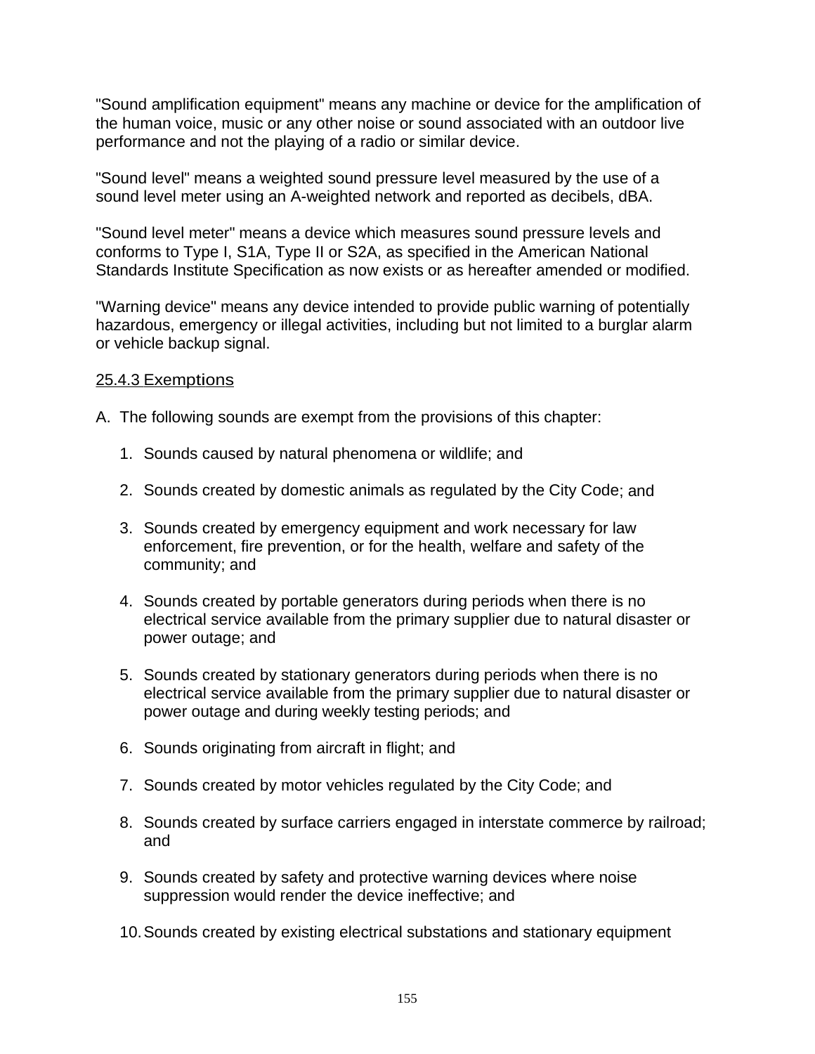"Sound amplification equipment" means any machine or device for the amplification of the human voice, music or any other noise or sound associated with an outdoor live performance and not the playing of a radio or similar device.

"Sound level" means a weighted sound pressure level measured by the use of a sound level meter using an A-weighted network and reported as decibels, dBA.

"Sound level meter" means a device which measures sound pressure levels and conforms to Type I, S1A, Type II or S2A, as specified in the American National Standards Institute Specification as now exists or as hereafter amended or modified.

"Warning device" means any device intended to provide public warning of potentially hazardous, emergency or illegal activities, including but not limited to a burglar alarm or vehicle backup signal.

<u>25.4.3 Exemptions</u>

A. The following sounds are exempt from the provisions of this chapter:

1. Sounds caused by natural phenomena or wildlife; and

2. Sounds created by domestic animals as regulated by the City Code; and

3. Sounds created by emergency equipment and work necessary for law enforcement, fire prevention, or for the health, welfare and safety of the community; and

4. Sounds created by portable generators during periods when there is no electrical service available from the primary supplier due to natural disaster or power outage; and

5. Sounds created by stationary generators during periods when there is no electrical service available from the primary supplier due to natural disaster or power outage and during weekly testing periods; and

6. Sounds originating from aircraft in flight; and

7. Sounds created by motor vehicles regulated by the City Code; and

8. Sounds created by surface carriers engaged in interstate commerce by railroad; and

9. Sounds created by safety and protective warning devices where noise suppression would render the device ineffective; and

10. Sounds created by existing electrical substations and stationary equipment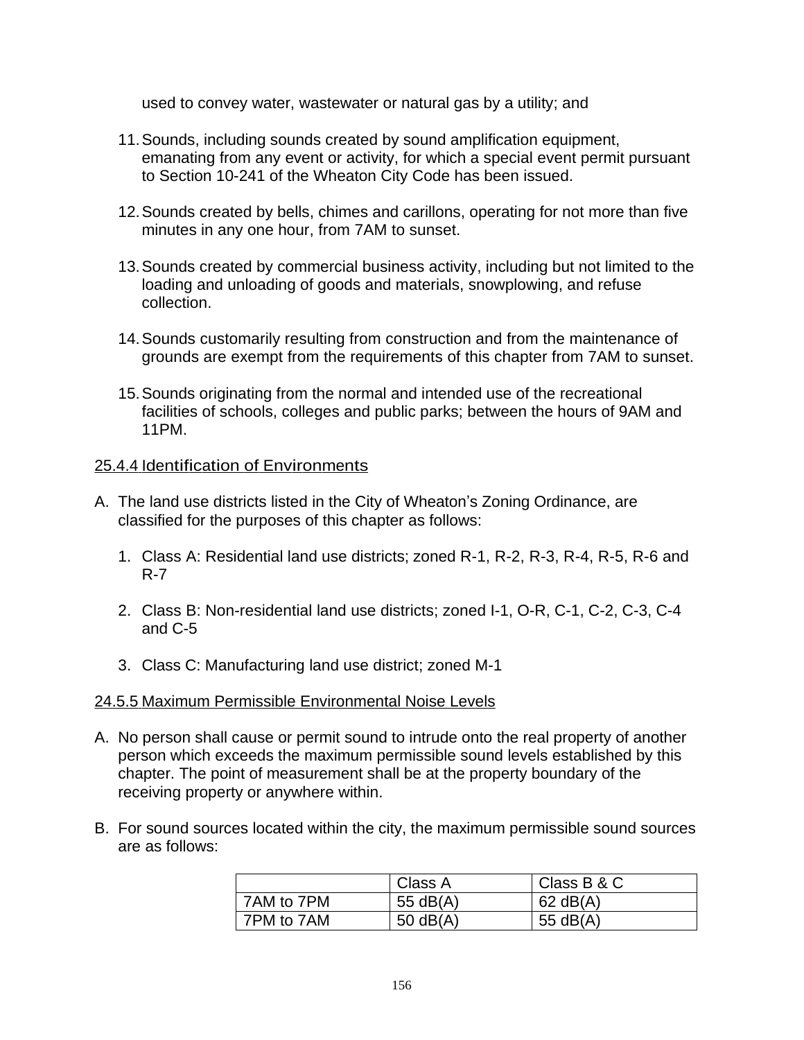used to convey water, wastewater or natural gas by a utility; and

11. Sounds, including sounds created by sound amplification equipment, emanating from any event or activity, for which a special event permit pursuant to Section 10-241 of the Wheaton City Code has been issued.

12. Sounds created by bells, chimes and carillons, operating for not more than five minutes in any one hour, from 7AM to sunset.

13. Sounds created by commercial business activity, including but not limited to the loading and unloading of goods and materials, snowplowing, and refuse collection.

14. Sounds customarily resulting from construction and from the maintenance of grounds are exempt from the requirements of this chapter from 7AM to sunset.

15. Sounds originating from the normal and intended use of the recreational facilities of schools, colleges and public parks; between the hours of 9AM and 11PM.

## 25.4.4 Identification of Environments

A. The land use districts listed in the City of Wheaton's Zoning Ordinance, are classified for the purposes of this chapter as follows:

   1. Class A: Residential land use districts; zoned R-1, R-2, R-3, R-4, R-5, R-6 and R-7

   2. Class B: Non-residential land use districts; zoned I-1, O-R, C-1, C-2, C-3, C-4 and C-5

   3. Class C: Manufacturing land use district; zoned M-1

## 24.5.5 Maximum Permissible Environmental Noise Levels

A. No person shall cause or permit sound to intrude onto the real property of another person which exceeds the maximum permissible sound levels established by this chapter. The point of measurement shall be at the property boundary of the receiving property or anywhere within.

B. For sound sources located within the city, the maximum permissible sound sources are as follows:

| | Class A | Class B & C |
|---|---|---|
| 7AM to 7PM | 55 dB(A) | 62 dB(A) |
| 7PM to 7AM | 50 dB(A) | 55 dB(A) |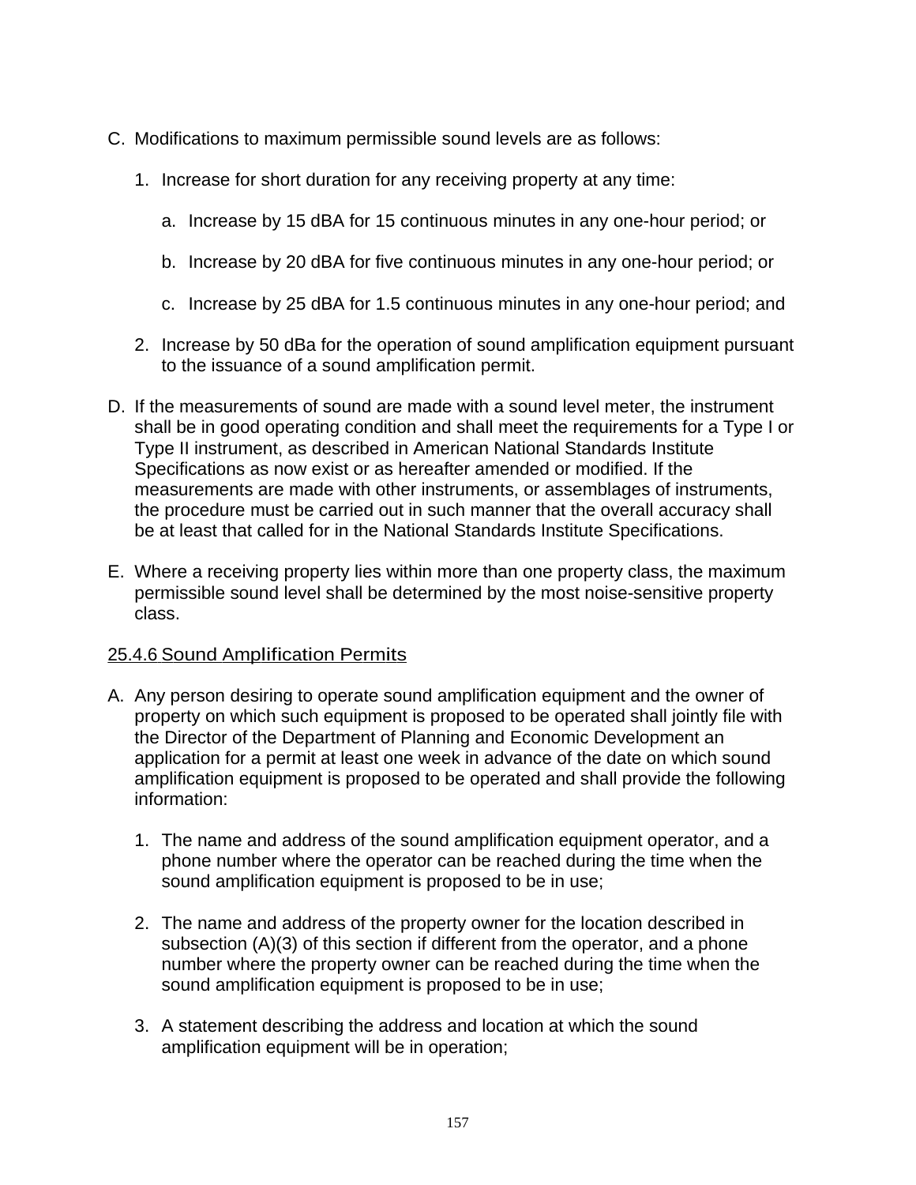C. Modifications to maximum permissible sound levels are as follows:

   1. Increase for short duration for any receiving property at any time:

      a. Increase by 15 dBA for 15 continuous minutes in any one-hour period; or

      b. Increase by 20 dBA for five continuous minutes in any one-hour period; or

      c. Increase by 25 dBA for 1.5 continuous minutes in any one-hour period; and

   2. Increase by 50 dBa for the operation of sound amplification equipment pursuant to the issuance of a sound amplification permit.

D. If the measurements of sound are made with a sound level meter, the instrument shall be in good operating condition and shall meet the requirements for a Type I or Type II instrument, as described in American National Standards Institute Specifications as now exist or as hereafter amended or modified. If the measurements are made with other instruments, or assemblages of instruments, the procedure must be carried out in such manner that the overall accuracy shall be at least that called for in the National Standards Institute Specifications.

E. Where a receiving property lies within more than one property class, the maximum permissible sound level shall be determined by the most noise-sensitive property class.

### 25.4.6 Sound Amplification Permits

A. Any person desiring to operate sound amplification equipment and the owner of property on which such equipment is proposed to be operated shall jointly file with the Director of the Department of Planning and Economic Development an application for a permit at least one week in advance of the date on which sound amplification equipment is proposed to be operated and shall provide the following information:

   1. The name and address of the sound amplification equipment operator, and a phone number where the operator can be reached during the time when the sound amplification equipment is proposed to be in use;

   2. The name and address of the property owner for the location described in subsection (A)(3) of this section if different from the operator, and a phone number where the property owner can be reached during the time when the sound amplification equipment is proposed to be in use;

   3. A statement describing the address and location at which the sound amplification equipment will be in operation;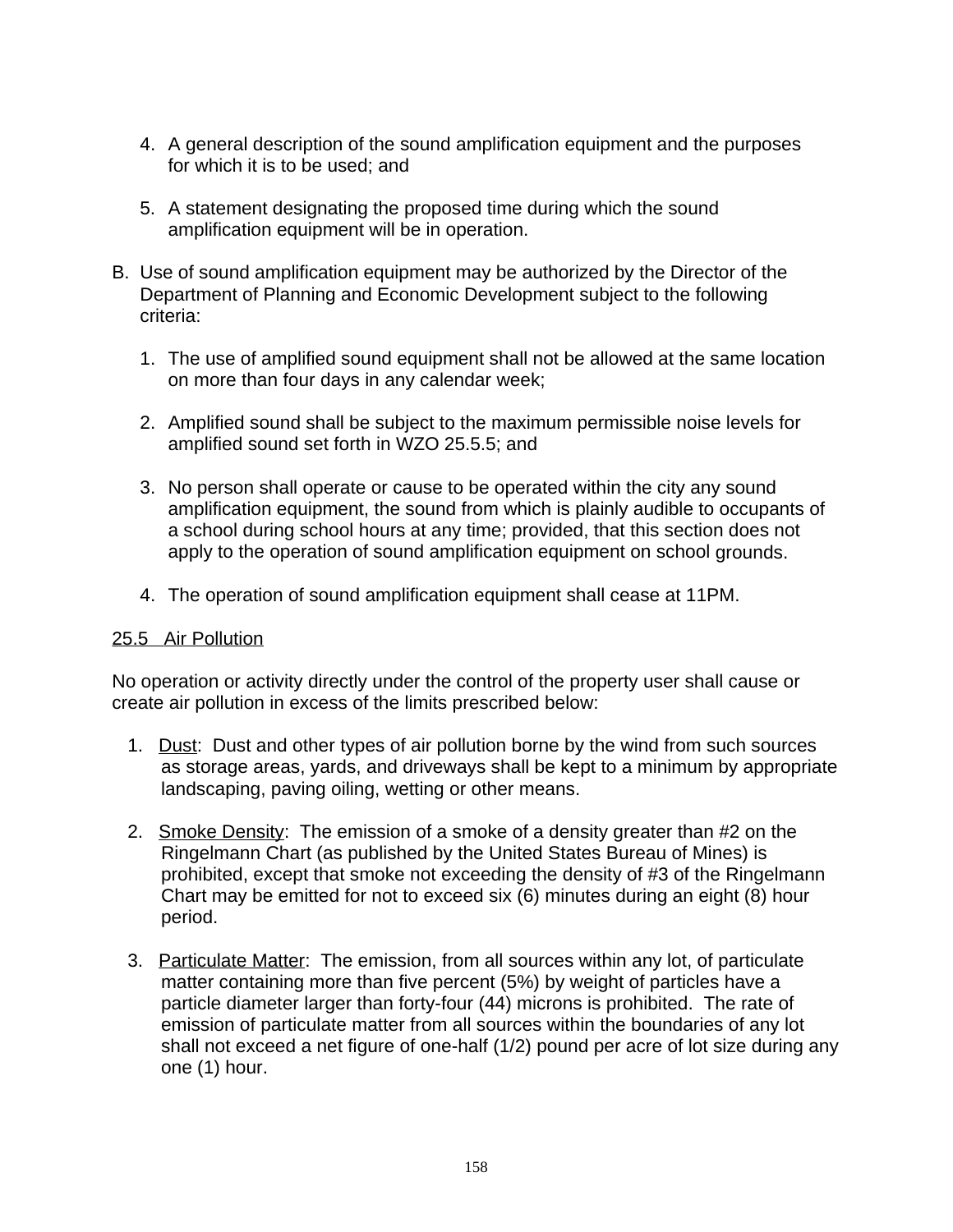4. A general description of the sound amplification equipment and the purposes for which it is to be used; and

5. A statement designating the proposed time during which the sound amplification equipment will be in operation.

B. Use of sound amplification equipment may be authorized by the Director of the Department of Planning and Economic Development subject to the following criteria:

1. The use of amplified sound equipment shall not be allowed at the same location on more than four days in any calendar week;

2. Amplified sound shall be subject to the maximum permissible noise levels for amplified sound set forth in WZO 25.5.5; and

3. No person shall operate or cause to be operated within the city any sound amplification equipment, the sound from which is plainly audible to occupants of a school during school hours at any time; provided, that this section does not apply to the operation of sound amplification equipment on school grounds.

4. The operation of sound amplification equipment shall cease at 11PM.

<u>25.5 Air Pollution</u>

No operation or activity directly under the control of the property user shall cause or create air pollution in excess of the limits prescribed below:

1. <u>Dust</u>: Dust and other types of air pollution borne by the wind from such sources as storage areas, yards, and driveways shall be kept to a minimum by appropriate landscaping, paving oiling, wetting or other means.

2. <u>Smoke Density</u>: The emission of a smoke of a density greater than #2 on the Ringelmann Chart (as published by the United States Bureau of Mines) is prohibited, except that smoke not exceeding the density of #3 of the Ringelmann Chart may be emitted for not to exceed six (6) minutes during an eight (8) hour period.

3. <u>Particulate Matter</u>: The emission, from all sources within any lot, of particulate matter containing more than five percent (5%) by weight of particles have a particle diameter larger than forty-four (44) microns is prohibited. The rate of emission of particulate matter from all sources within the boundaries of any lot shall not exceed a net figure of one-half (1/2) pound per acre of lot size during any one (1) hour.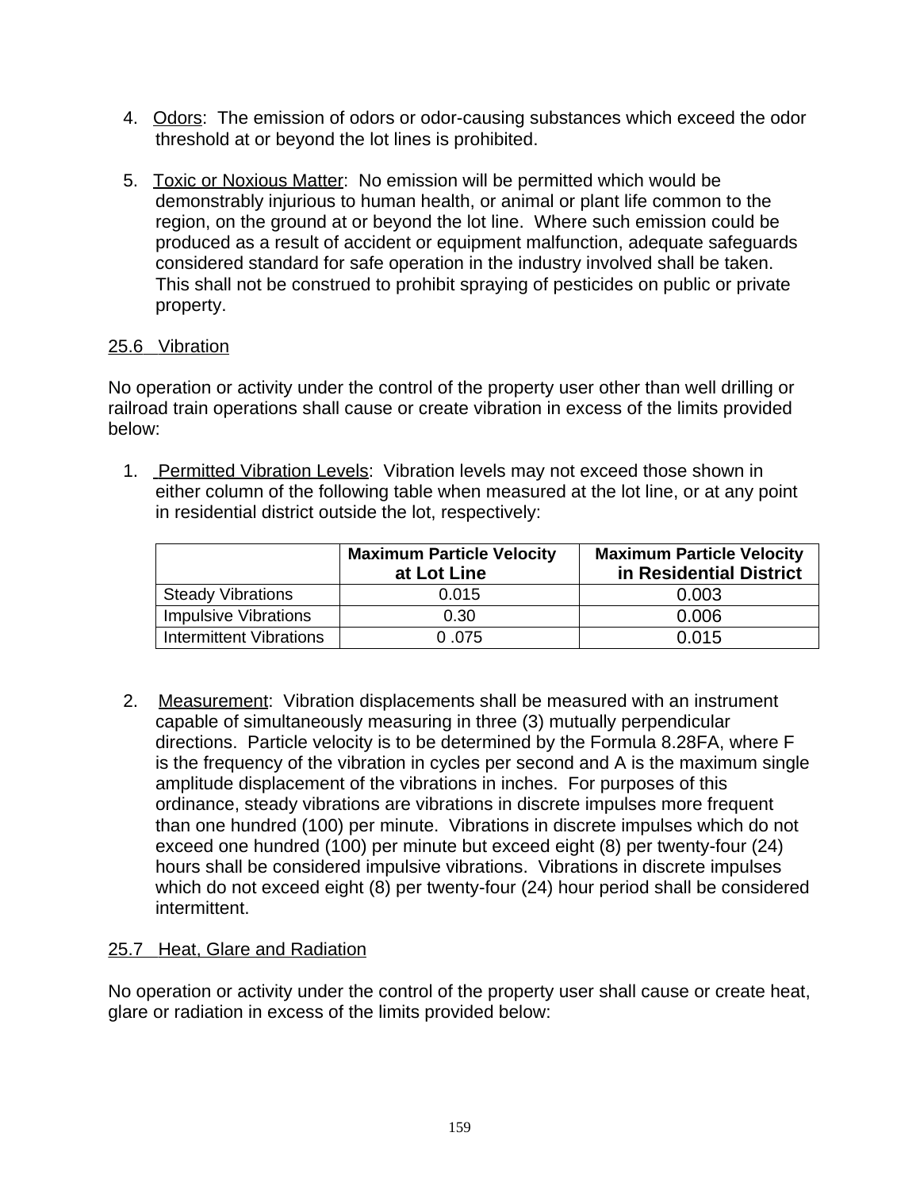4. Odors: The emission of odors or odor-causing substances which exceed the odor threshold at or beyond the lot lines is prohibited.

5. Toxic or Noxious Matter: No emission will be permitted which would be demonstrably injurious to human health, or animal or plant life common to the region, on the ground at or beyond the lot line. Where such emission could be produced as a result of accident or equipment malfunction, adequate safeguards considered standard for safe operation in the industry involved shall be taken. This shall not be construed to prohibit spraying of pesticides on public or private property.

## 25.6 Vibration

No operation or activity under the control of the property user other than well drilling or railroad train operations shall cause or create vibration in excess of the limits provided below:

1. Permitted Vibration Levels: Vibration levels may not exceed those shown in either column of the following table when measured at the lot line, or at any point in residential district outside the lot, respectively:

| | **Maximum Particle Velocity at Lot Line** | **Maximum Particle Velocity in Residential District** |
|---|---|---|
| Steady Vibrations | 0.015 | 0.003 |
| Impulsive Vibrations | 0.30 | 0.006 |
| Intermittent Vibrations | 0 .075 | 0.015 |

2. Measurement: Vibration displacements shall be measured with an instrument capable of simultaneously measuring in three (3) mutually perpendicular directions. Particle velocity is to be determined by the Formula 8.28FA, where F is the frequency of the vibration in cycles per second and A is the maximum single amplitude displacement of the vibrations in inches. For purposes of this ordinance, steady vibrations are vibrations in discrete impulses more frequent than one hundred (100) per minute. Vibrations in discrete impulses which do not exceed one hundred (100) per minute but exceed eight (8) per twenty-four (24) hours shall be considered impulsive vibrations. Vibrations in discrete impulses which do not exceed eight (8) per twenty-four (24) hour period shall be considered intermittent.

## 25.7 Heat, Glare and Radiation

No operation or activity under the control of the property user shall cause or create heat, glare or radiation in excess of the limits provided below: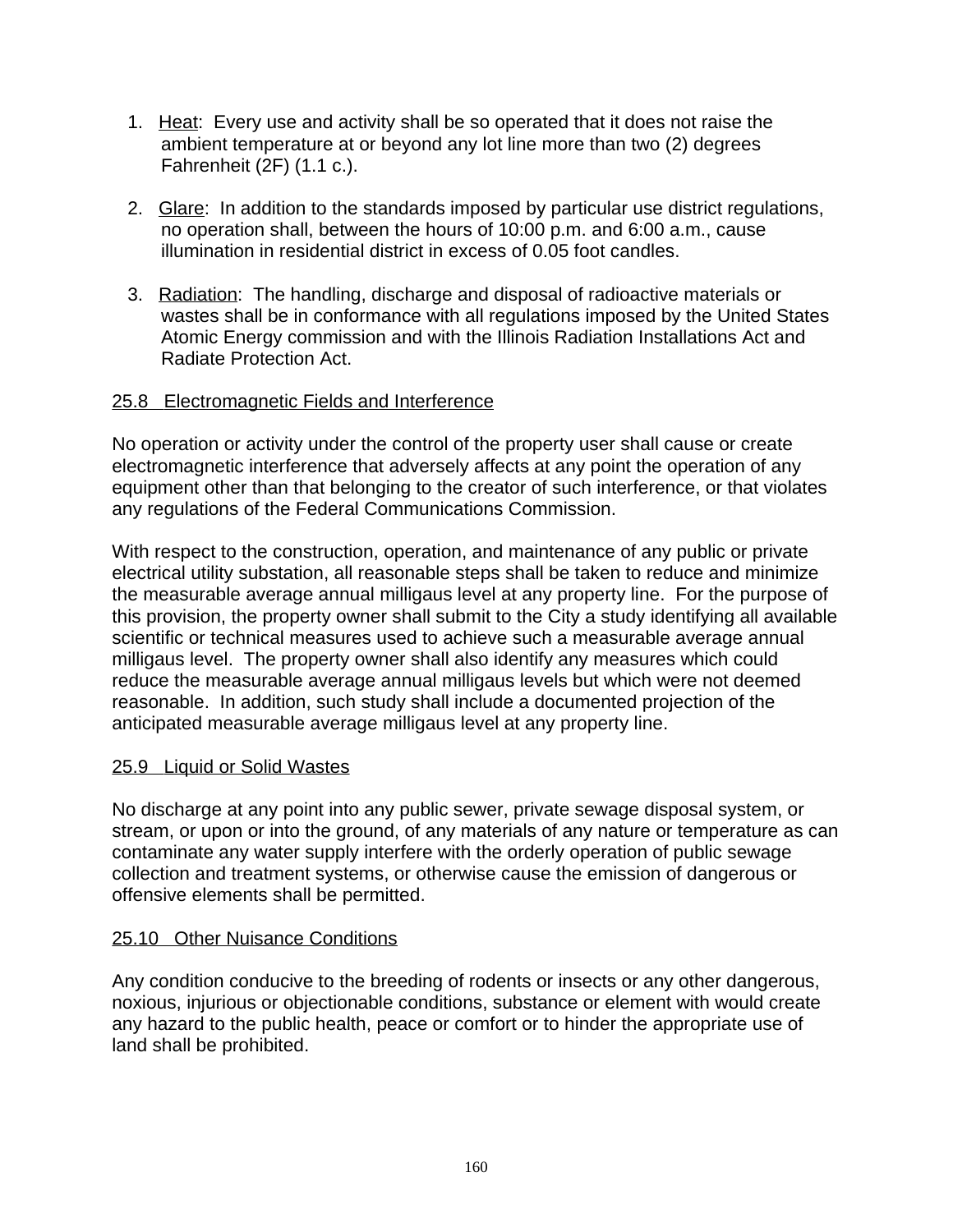1. Heat: Every use and activity shall be so operated that it does not raise the ambient temperature at or beyond any lot line more than two (2) degrees Fahrenheit (2F) (1.1 c.).

2. Glare: In addition to the standards imposed by particular use district regulations, no operation shall, between the hours of 10:00 p.m. and 6:00 a.m., cause illumination in residential district in excess of 0.05 foot candles.

3. Radiation: The handling, discharge and disposal of radioactive materials or wastes shall be in conformance with all regulations imposed by the United States Atomic Energy commission and with the Illinois Radiation Installations Act and Radiate Protection Act.

## 25.8 Electromagnetic Fields and Interference

No operation or activity under the control of the property user shall cause or create electromagnetic interference that adversely affects at any point the operation of any equipment other than that belonging to the creator of such interference, or that violates any regulations of the Federal Communications Commission.

With respect to the construction, operation, and maintenance of any public or private electrical utility substation, all reasonable steps shall be taken to reduce and minimize the measurable average annual milligaus level at any property line. For the purpose of this provision, the property owner shall submit to the City a study identifying all available scientific or technical measures used to achieve such a measurable average annual milligaus level. The property owner shall also identify any measures which could reduce the measurable average annual milligaus levels but which were not deemed reasonable. In addition, such study shall include a documented projection of the anticipated measurable average milligaus level at any property line.

## 25.9 Liquid or Solid Wastes

No discharge at any point into any public sewer, private sewage disposal system, or stream, or upon or into the ground, of any materials of any nature or temperature as can contaminate any water supply interfere with the orderly operation of public sewage collection and treatment systems, or otherwise cause the emission of dangerous or offensive elements shall be permitted.

## 25.10 Other Nuisance Conditions

Any condition conducive to the breeding of rodents or insects or any other dangerous, noxious, injurious or objectionable conditions, substance or element with would create any hazard to the public health, peace or comfort or to hinder the appropriate use of land shall be prohibited.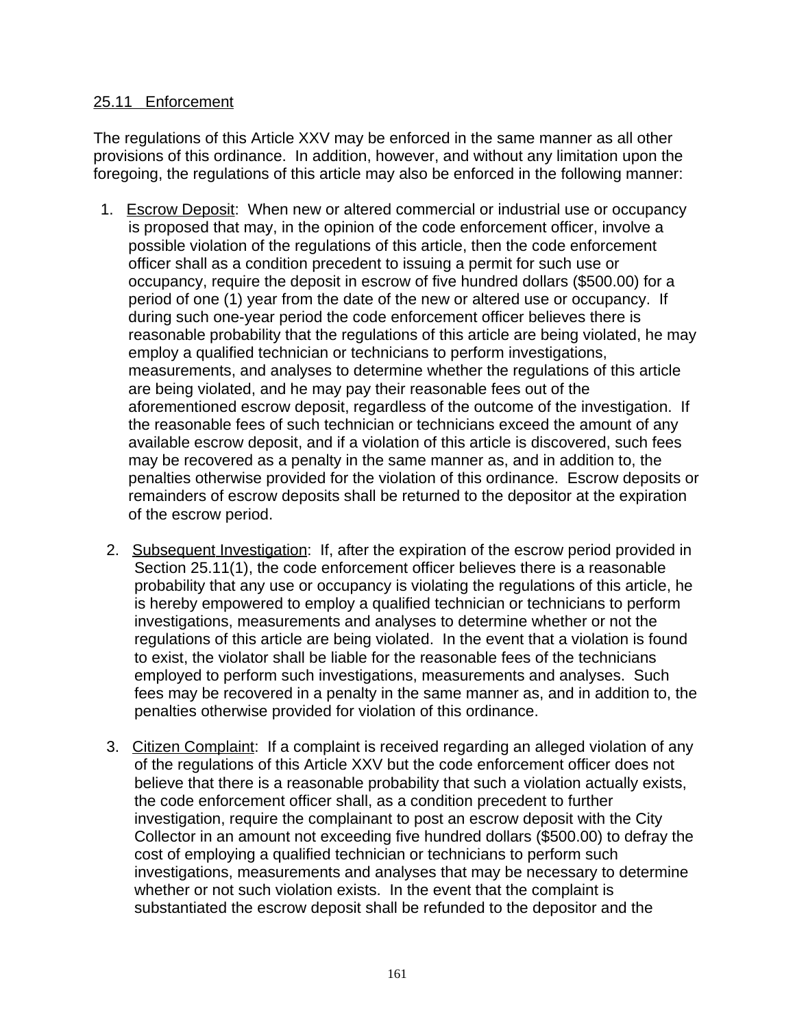25.11   Enforcement

The regulations of this Article XXV may be enforced in the same manner as all other provisions of this ordinance. In addition, however, and without any limitation upon the foregoing, the regulations of this article may also be enforced in the following manner:

1. Escrow Deposit: When new or altered commercial or industrial use or occupancy is proposed that may, in the opinion of the code enforcement officer, involve a possible violation of the regulations of this article, then the code enforcement officer shall as a condition precedent to issuing a permit for such use or occupancy, require the deposit in escrow of five hundred dollars ($500.00) for a period of one (1) year from the date of the new or altered use or occupancy. If during such one-year period the code enforcement officer believes there is reasonable probability that the regulations of this article are being violated, he may employ a qualified technician or technicians to perform investigations, measurements, and analyses to determine whether the regulations of this article are being violated, and he may pay their reasonable fees out of the aforementioned escrow deposit, regardless of the outcome of the investigation. If the reasonable fees of such technician or technicians exceed the amount of any available escrow deposit, and if a violation of this article is discovered, such fees may be recovered as a penalty in the same manner as, and in addition to, the penalties otherwise provided for the violation of this ordinance. Escrow deposits or remainders of escrow deposits shall be returned to the depositor at the expiration of the escrow period.

2. Subsequent Investigation: If, after the expiration of the escrow period provided in Section 25.11(1), the code enforcement officer believes there is a reasonable probability that any use or occupancy is violating the regulations of this article, he is hereby empowered to employ a qualified technician or technicians to perform investigations, measurements and analyses to determine whether or not the regulations of this article are being violated. In the event that a violation is found to exist, the violator shall be liable for the reasonable fees of the technicians employed to perform such investigations, measurements and analyses. Such fees may be recovered in a penalty in the same manner as, and in addition to, the penalties otherwise provided for violation of this ordinance.

3. Citizen Complaint: If a complaint is received regarding an alleged violation of any of the regulations of this Article XXV but the code enforcement officer does not believe that there is a reasonable probability that such a violation actually exists, the code enforcement officer shall, as a condition precedent to further investigation, require the complainant to post an escrow deposit with the City Collector in an amount not exceeding five hundred dollars ($500.00) to defray the cost of employing a qualified technician or technicians to perform such investigations, measurements and analyses that may be necessary to determine whether or not such violation exists. In the event that the complaint is substantiated the escrow deposit shall be refunded to the depositor and the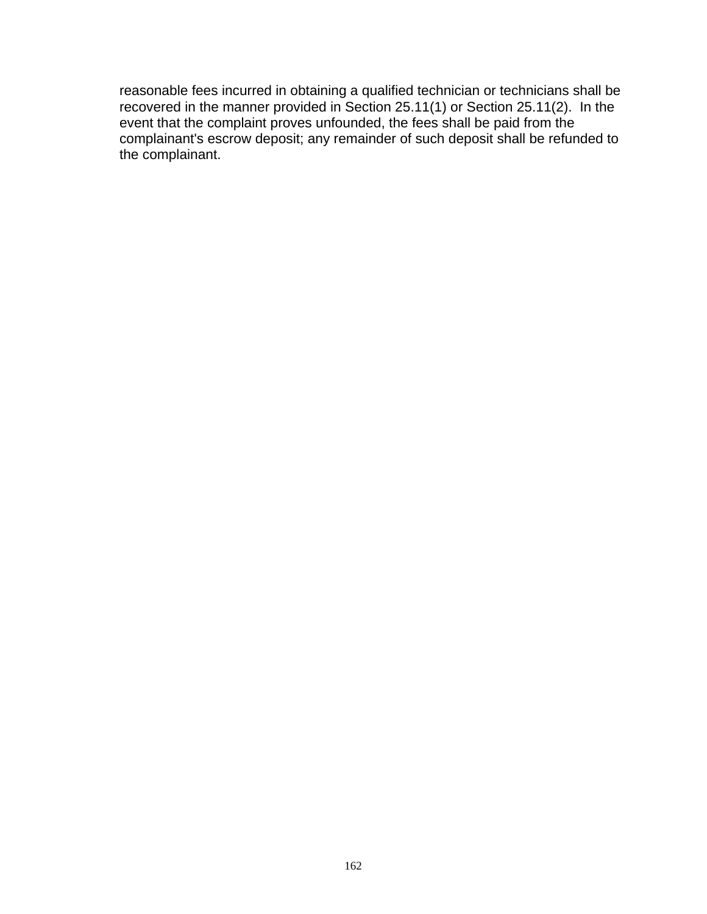reasonable fees incurred in obtaining a qualified technician or technicians shall be recovered in the manner provided in Section 25.11(1) or Section 25.11(2). In the event that the complaint proves unfounded, the fees shall be paid from the complainant's escrow deposit; any remainder of such deposit shall be refunded to the complainant.